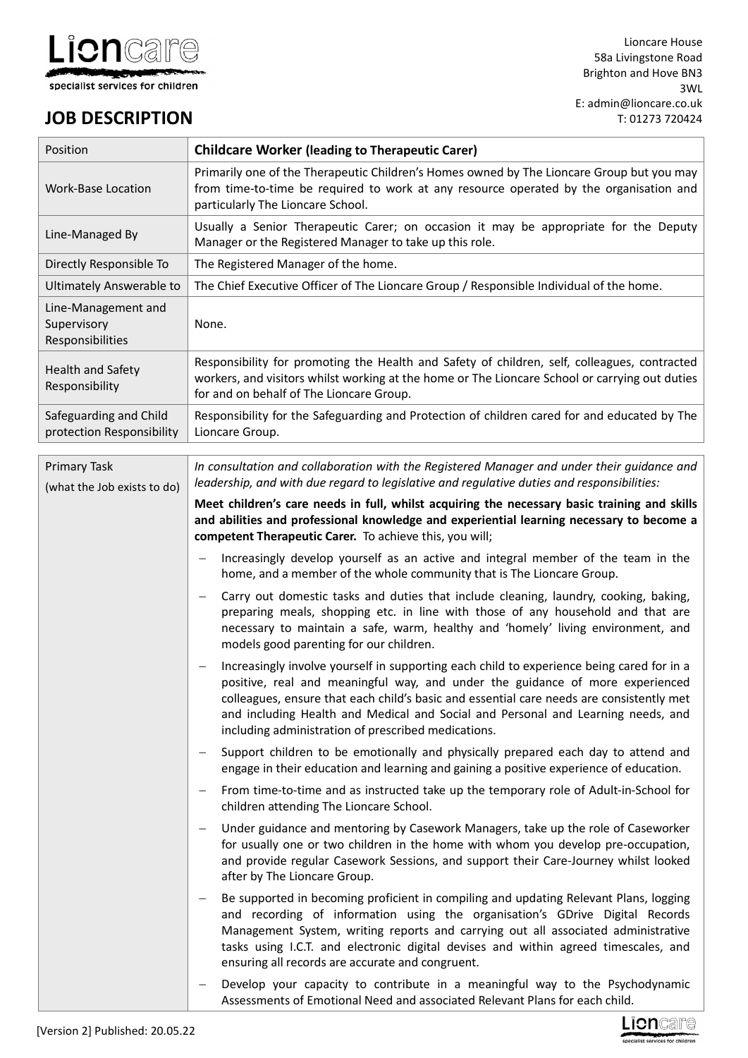Lioncare House
58a Livingstone Road
Brighton and Hove BN3 3WL
E: admin@lioncare.co.uk
T: 01273 720424

# JOB DESCRIPTION

| Position | **Childcare Worker (leading to Therapeutic Carer)** |
|---|---|
| Work-Base Location | Primarily one of the Therapeutic Children's Homes owned by The Lioncare Group but you may from time-to-time be required to work at any resource operated by the organisation and particularly The Lioncare School. |
| Line-Managed By | Usually a Senior Therapeutic Carer; on occasion it may be appropriate for the Deputy Manager or the Registered Manager to take up this role. |
| Directly Responsible To | The Registered Manager of the home. |
| Ultimately Answerable to | The Chief Executive Officer of The Lioncare Group / Responsible Individual of the home. |
| Line-Management and Supervisory Responsibilities | None. |
| Health and Safety Responsibility | Responsibility for promoting the Health and Safety of children, self, colleagues, contracted workers, and visitors whilst working at the home or The Lioncare School or carrying out duties for and on behalf of The Lioncare Group. |
| Safeguarding and Child protection Responsibility | Responsibility for the Safeguarding and Protection of children cared for and educated by The Lioncare Group. |

| Primary Task (what the Job exists to do) | *In consultation and collaboration with the Registered Manager and under their guidance and leadership, and with due regard to legislative and regulative duties and responsibilities:* <br><br> **Meet children's care needs in full, whilst acquiring the necessary basic training and skills and abilities and professional knowledge and experiential learning necessary to become a competent Therapeutic Carer.** To achieve this, you will; <br><br> – Increasingly develop yourself as an active and integral member of the team in the home, and a member of the whole community that is The Lioncare Group. <br><br> – Carry out domestic tasks and duties that include cleaning, laundry, cooking, baking, preparing meals, shopping etc. in line with those of any household and that are necessary to maintain a safe, warm, healthy and 'homely' living environment, and models good parenting for our children. <br><br> – Increasingly involve yourself in supporting each child to experience being cared for in a positive, real and meaningful way, and under the guidance of more experienced colleagues, ensure that each child's basic and essential care needs are consistently met and including Health and Medical and Social and Personal and Learning needs, and including administration of prescribed medications. <br><br> – Support children to be emotionally and physically prepared each day to attend and engage in their education and learning and gaining a positive experience of education. <br><br> – From time-to-time and as instructed take up the temporary role of Adult-in-School for children attending The Lioncare School. <br><br> – Under guidance and mentoring by Casework Managers, take up the role of Caseworker for usually one or two children in the home with whom you develop pre-occupation, and provide regular Casework Sessions, and support their Care-Journey whilst looked after by The Lioncare Group. <br><br> – Be supported in becoming proficient in compiling and updating Relevant Plans, logging and recording of information using the organisation's GDrive Digital Records Management System, writing reports and carrying out all associated administrative tasks using I.C.T. and electronic digital devises and within agreed timescales, and ensuring all records are accurate and congruent. <br><br> – Develop your capacity to contribute in a meaningful way to the Psychodynamic Assessments of Emotional Need and associated Relevant Plans for each child. |
|---|---|

[Version 2] Published: 20.05.22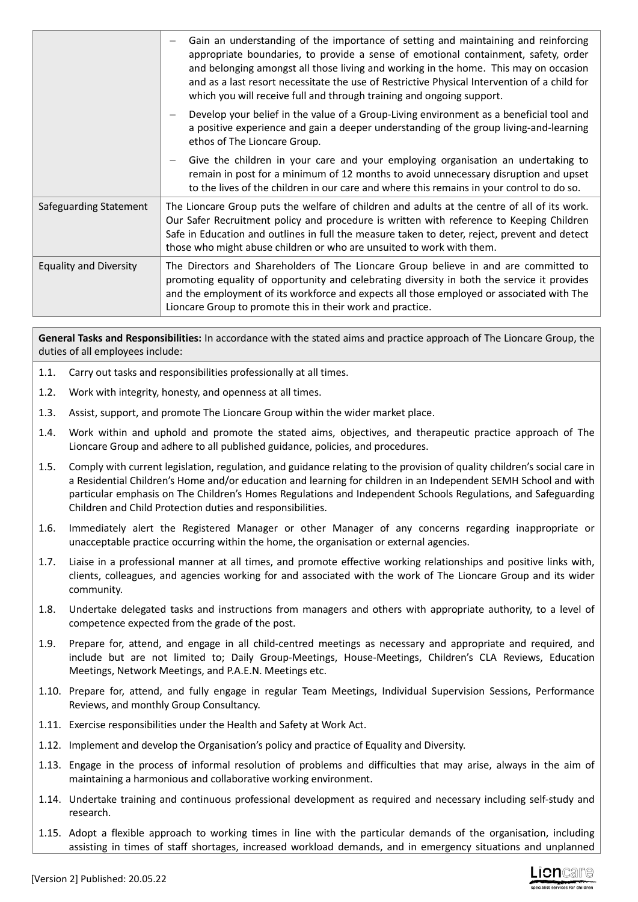| | |
|---|---|
| | – Gain an understanding of the importance of setting and maintaining and reinforcing appropriate boundaries, to provide a sense of emotional containment, safety, order and belonging amongst all those living and working in the home. This may on occasion and as a last resort necessitate the use of Restrictive Physical Intervention of a child for which you will receive full and through training and ongoing support.<br>– Develop your belief in the value of a Group-Living environment as a beneficial tool and a positive experience and gain a deeper understanding of the group living-and-learning ethos of The Lioncare Group.<br>– Give the children in your care and your employing organisation an undertaking to remain in post for a minimum of 12 months to avoid unnecessary disruption and upset to the lives of the children in our care and where this remains in your control to do so. |
| Safeguarding Statement | The Lioncare Group puts the welfare of children and adults at the centre of all of its work. Our Safer Recruitment policy and procedure is written with reference to Keeping Children Safe in Education and outlines in full the measure taken to deter, reject, prevent and detect those who might abuse children or who are unsuited to work with them. |
| Equality and Diversity | The Directors and Shareholders of The Lioncare Group believe in and are committed to promoting equality of opportunity and celebrating diversity in both the service it provides and the employment of its workforce and expects all those employed or associated with The Lioncare Group to promote this in their work and practice. |

**General Tasks and Responsibilities:** In accordance with the stated aims and practice approach of The Lioncare Group, the duties of all employees include:

1.1. Carry out tasks and responsibilities professionally at all times.

1.2. Work with integrity, honesty, and openness at all times.

1.3. Assist, support, and promote The Lioncare Group within the wider market place.

1.4. Work within and uphold and promote the stated aims, objectives, and therapeutic practice approach of The Lioncare Group and adhere to all published guidance, policies, and procedures.

1.5. Comply with current legislation, regulation, and guidance relating to the provision of quality children's social care in a Residential Children's Home and/or education and learning for children in an Independent SEMH School and with particular emphasis on The Children's Homes Regulations and Independent Schools Regulations, and Safeguarding Children and Child Protection duties and responsibilities.

1.6. Immediately alert the Registered Manager or other Manager of any concerns regarding inappropriate or unacceptable practice occurring within the home, the organisation or external agencies.

1.7. Liaise in a professional manner at all times, and promote effective working relationships and positive links with, clients, colleagues, and agencies working for and associated with the work of The Lioncare Group and its wider community.

1.8. Undertake delegated tasks and instructions from managers and others with appropriate authority, to a level of competence expected from the grade of the post.

1.9. Prepare for, attend, and engage in all child-centred meetings as necessary and appropriate and required, and include but are not limited to; Daily Group-Meetings, House-Meetings, Children's CLA Reviews, Education Meetings, Network Meetings, and P.A.E.N. Meetings etc.

1.10. Prepare for, attend, and fully engage in regular Team Meetings, Individual Supervision Sessions, Performance Reviews, and monthly Group Consultancy.

1.11. Exercise responsibilities under the Health and Safety at Work Act.

1.12. Implement and develop the Organisation's policy and practice of Equality and Diversity.

1.13. Engage in the process of informal resolution of problems and difficulties that may arise, always in the aim of maintaining a harmonious and collaborative working environment.

1.14. Undertake training and continuous professional development as required and necessary including self-study and research.

1.15. Adopt a flexible approach to working times in line with the particular demands of the organisation, including assisting in times of staff shortages, increased workload demands, and in emergency situations and unplanned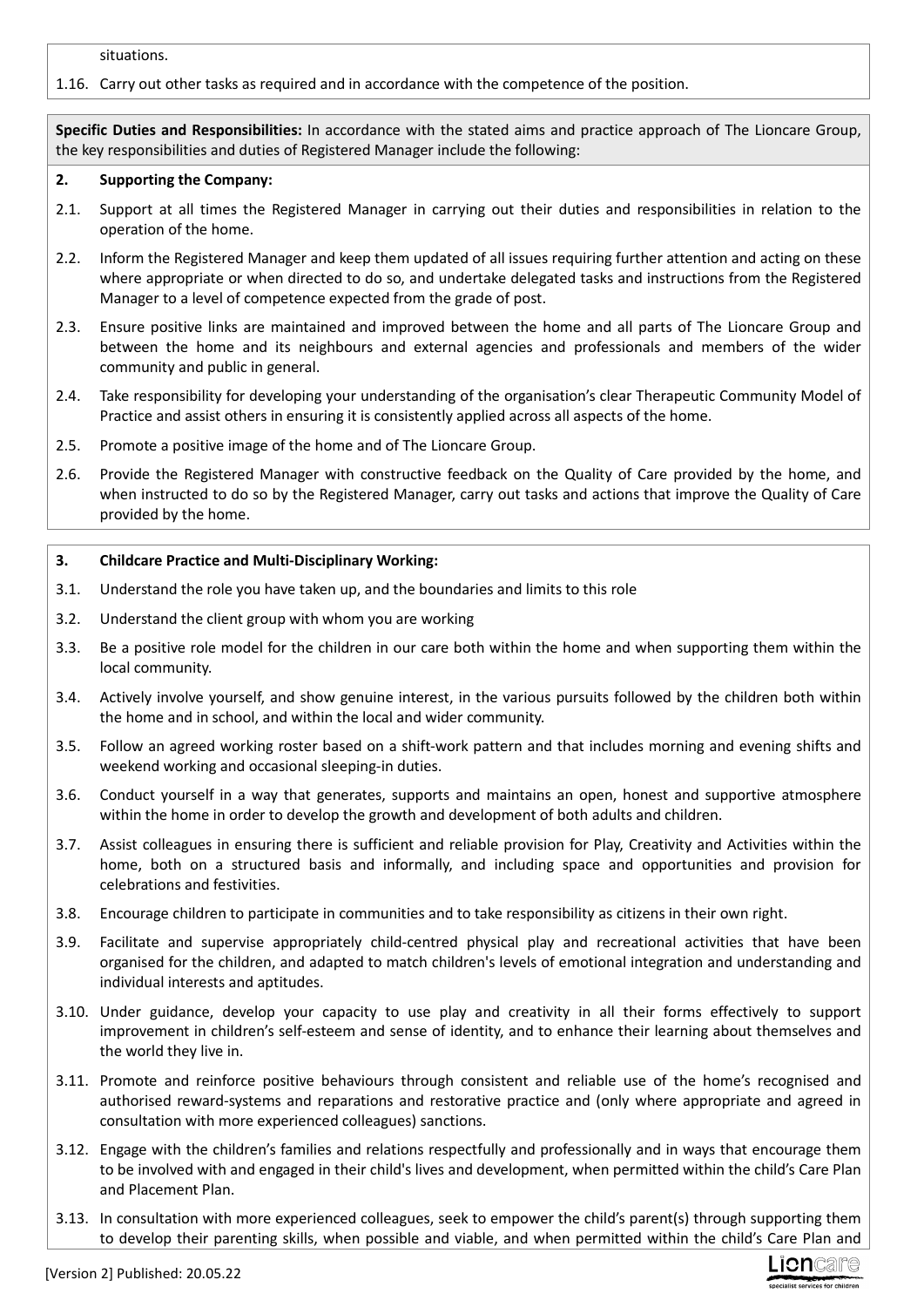situations.

1.16. Carry out other tasks as required and in accordance with the competence of the position.

**Specific Duties and Responsibilities:** In accordance with the stated aims and practice approach of The Lioncare Group, the key responsibilities and duties of Registered Manager include the following:

**2. Supporting the Company:**

2.1. Support at all times the Registered Manager in carrying out their duties and responsibilities in relation to the operation of the home.

2.2. Inform the Registered Manager and keep them updated of all issues requiring further attention and acting on these where appropriate or when directed to do so, and undertake delegated tasks and instructions from the Registered Manager to a level of competence expected from the grade of post.

2.3. Ensure positive links are maintained and improved between the home and all parts of The Lioncare Group and between the home and its neighbours and external agencies and professionals and members of the wider community and public in general.

2.4. Take responsibility for developing your understanding of the organisation's clear Therapeutic Community Model of Practice and assist others in ensuring it is consistently applied across all aspects of the home.

2.5. Promote a positive image of the home and of The Lioncare Group.

2.6. Provide the Registered Manager with constructive feedback on the Quality of Care provided by the home, and when instructed to do so by the Registered Manager, carry out tasks and actions that improve the Quality of Care provided by the home.

**3. Childcare Practice and Multi-Disciplinary Working:**

3.1. Understand the role you have taken up, and the boundaries and limits to this role

3.2. Understand the client group with whom you are working

3.3. Be a positive role model for the children in our care both within the home and when supporting them within the local community.

3.4. Actively involve yourself, and show genuine interest, in the various pursuits followed by the children both within the home and in school, and within the local and wider community.

3.5. Follow an agreed working roster based on a shift-work pattern and that includes morning and evening shifts and weekend working and occasional sleeping-in duties.

3.6. Conduct yourself in a way that generates, supports and maintains an open, honest and supportive atmosphere within the home in order to develop the growth and development of both adults and children.

3.7. Assist colleagues in ensuring there is sufficient and reliable provision for Play, Creativity and Activities within the home, both on a structured basis and informally, and including space and opportunities and provision for celebrations and festivities.

3.8. Encourage children to participate in communities and to take responsibility as citizens in their own right.

3.9. Facilitate and supervise appropriately child-centred physical play and recreational activities that have been organised for the children, and adapted to match children's levels of emotional integration and understanding and individual interests and aptitudes.

3.10. Under guidance, develop your capacity to use play and creativity in all their forms effectively to support improvement in children's self-esteem and sense of identity, and to enhance their learning about themselves and the world they live in.

3.11. Promote and reinforce positive behaviours through consistent and reliable use of the home's recognised and authorised reward-systems and reparations and restorative practice and (only where appropriate and agreed in consultation with more experienced colleagues) sanctions.

3.12. Engage with the children's families and relations respectfully and professionally and in ways that encourage them to be involved with and engaged in their child's lives and development, when permitted within the child's Care Plan and Placement Plan.

3.13. In consultation with more experienced colleagues, seek to empower the child's parent(s) through supporting them to develop their parenting skills, when possible and viable, and when permitted within the child's Care Plan and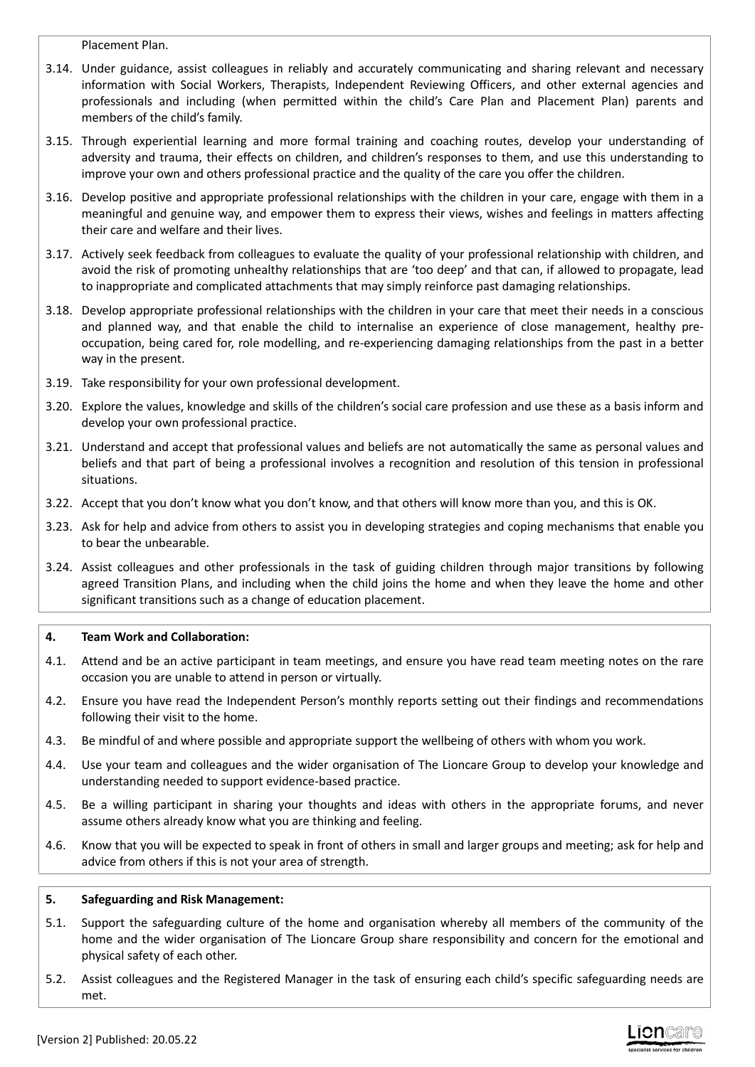Placement Plan.

3.14. Under guidance, assist colleagues in reliably and accurately communicating and sharing relevant and necessary information with Social Workers, Therapists, Independent Reviewing Officers, and other external agencies and professionals and including (when permitted within the child's Care Plan and Placement Plan) parents and members of the child's family.

3.15. Through experiential learning and more formal training and coaching routes, develop your understanding of adversity and trauma, their effects on children, and children's responses to them, and use this understanding to improve your own and others professional practice and the quality of the care you offer the children.

3.16. Develop positive and appropriate professional relationships with the children in your care, engage with them in a meaningful and genuine way, and empower them to express their views, wishes and feelings in matters affecting their care and welfare and their lives.

3.17. Actively seek feedback from colleagues to evaluate the quality of your professional relationship with children, and avoid the risk of promoting unhealthy relationships that are 'too deep' and that can, if allowed to propagate, lead to inappropriate and complicated attachments that may simply reinforce past damaging relationships.

3.18. Develop appropriate professional relationships with the children in your care that meet their needs in a conscious and planned way, and that enable the child to internalise an experience of close management, healthy pre-occupation, being cared for, role modelling, and re-experiencing damaging relationships from the past in a better way in the present.

3.19. Take responsibility for your own professional development.

3.20. Explore the values, knowledge and skills of the children's social care profession and use these as a basis inform and develop your own professional practice.

3.21. Understand and accept that professional values and beliefs are not automatically the same as personal values and beliefs and that part of being a professional involves a recognition and resolution of this tension in professional situations.

3.22. Accept that you don't know what you don't know, and that others will know more than you, and this is OK.

3.23. Ask for help and advice from others to assist you in developing strategies and coping mechanisms that enable you to bear the unbearable.

3.24. Assist colleagues and other professionals in the task of guiding children through major transitions by following agreed Transition Plans, and including when the child joins the home and when they leave the home and other significant transitions such as a change of education placement.

## 4. Team Work and Collaboration:

4.1. Attend and be an active participant in team meetings, and ensure you have read team meeting notes on the rare occasion you are unable to attend in person or virtually.

4.2. Ensure you have read the Independent Person's monthly reports setting out their findings and recommendations following their visit to the home.

4.3. Be mindful of and where possible and appropriate support the wellbeing of others with whom you work.

4.4. Use your team and colleagues and the wider organisation of The Lioncare Group to develop your knowledge and understanding needed to support evidence-based practice.

4.5. Be a willing participant in sharing your thoughts and ideas with others in the appropriate forums, and never assume others already know what you are thinking and feeling.

4.6. Know that you will be expected to speak in front of others in small and larger groups and meeting; ask for help and advice from others if this is not your area of strength.

## 5. Safeguarding and Risk Management:

5.1. Support the safeguarding culture of the home and organisation whereby all members of the community of the home and the wider organisation of The Lioncare Group share responsibility and concern for the emotional and physical safety of each other.

5.2. Assist colleagues and the Registered Manager in the task of ensuring each child's specific safeguarding needs are met.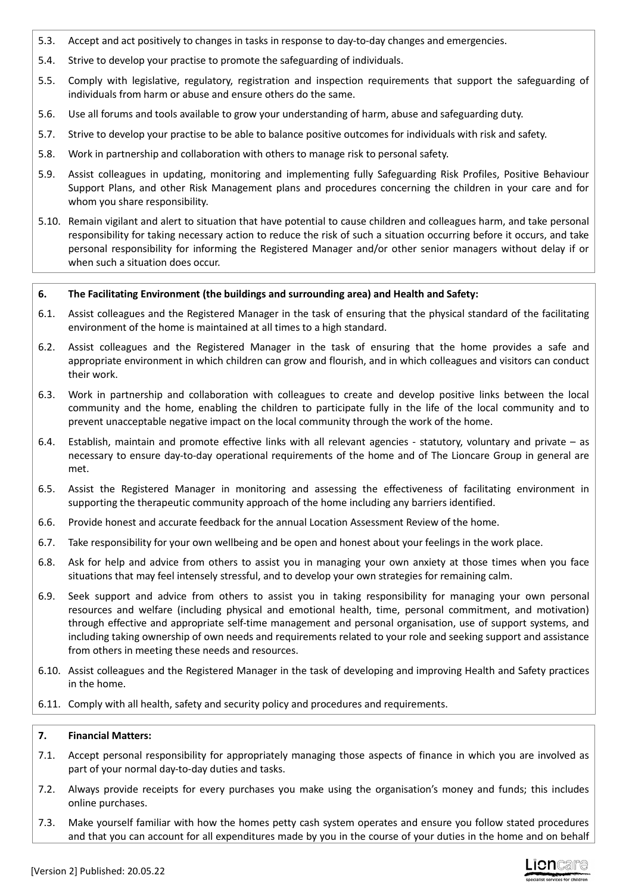5.3. Accept and act positively to changes in tasks in response to day-to-day changes and emergencies.

5.4. Strive to develop your practise to promote the safeguarding of individuals.

5.5. Comply with legislative, regulatory, registration and inspection requirements that support the safeguarding of individuals from harm or abuse and ensure others do the same.

5.6. Use all forums and tools available to grow your understanding of harm, abuse and safeguarding duty.

5.7. Strive to develop your practise to be able to balance positive outcomes for individuals with risk and safety.

5.8. Work in partnership and collaboration with others to manage risk to personal safety.

5.9. Assist colleagues in updating, monitoring and implementing fully Safeguarding Risk Profiles, Positive Behaviour Support Plans, and other Risk Management plans and procedures concerning the children in your care and for whom you share responsibility.

5.10. Remain vigilant and alert to situation that have potential to cause children and colleagues harm, and take personal responsibility for taking necessary action to reduce the risk of such a situation occurring before it occurs, and take personal responsibility for informing the Registered Manager and/or other senior managers without delay if or when such a situation does occur.

**6. The Facilitating Environment (the buildings and surrounding area) and Health and Safety:**

6.1. Assist colleagues and the Registered Manager in the task of ensuring that the physical standard of the facilitating environment of the home is maintained at all times to a high standard.

6.2. Assist colleagues and the Registered Manager in the task of ensuring that the home provides a safe and appropriate environment in which children can grow and flourish, and in which colleagues and visitors can conduct their work.

6.3. Work in partnership and collaboration with colleagues to create and develop positive links between the local community and the home, enabling the children to participate fully in the life of the local community and to prevent unacceptable negative impact on the local community through the work of the home.

6.4. Establish, maintain and promote effective links with all relevant agencies - statutory, voluntary and private – as necessary to ensure day-to-day operational requirements of the home and of The Lioncare Group in general are met.

6.5. Assist the Registered Manager in monitoring and assessing the effectiveness of facilitating environment in supporting the therapeutic community approach of the home including any barriers identified.

6.6. Provide honest and accurate feedback for the annual Location Assessment Review of the home.

6.7. Take responsibility for your own wellbeing and be open and honest about your feelings in the work place.

6.8. Ask for help and advice from others to assist you in managing your own anxiety at those times when you face situations that may feel intensely stressful, and to develop your own strategies for remaining calm.

6.9. Seek support and advice from others to assist you in taking responsibility for managing your own personal resources and welfare (including physical and emotional health, time, personal commitment, and motivation) through effective and appropriate self-time management and personal organisation, use of support systems, and including taking ownership of own needs and requirements related to your role and seeking support and assistance from others in meeting these needs and resources.

6.10. Assist colleagues and the Registered Manager in the task of developing and improving Health and Safety practices in the home.

6.11. Comply with all health, safety and security policy and procedures and requirements.

**7. Financial Matters:**

7.1. Accept personal responsibility for appropriately managing those aspects of finance in which you are involved as part of your normal day-to-day duties and tasks.

7.2. Always provide receipts for every purchases you make using the organisation's money and funds; this includes online purchases.

7.3. Make yourself familiar with how the homes petty cash system operates and ensure you follow stated procedures and that you can account for all expenditures made by you in the course of your duties in the home and on behalf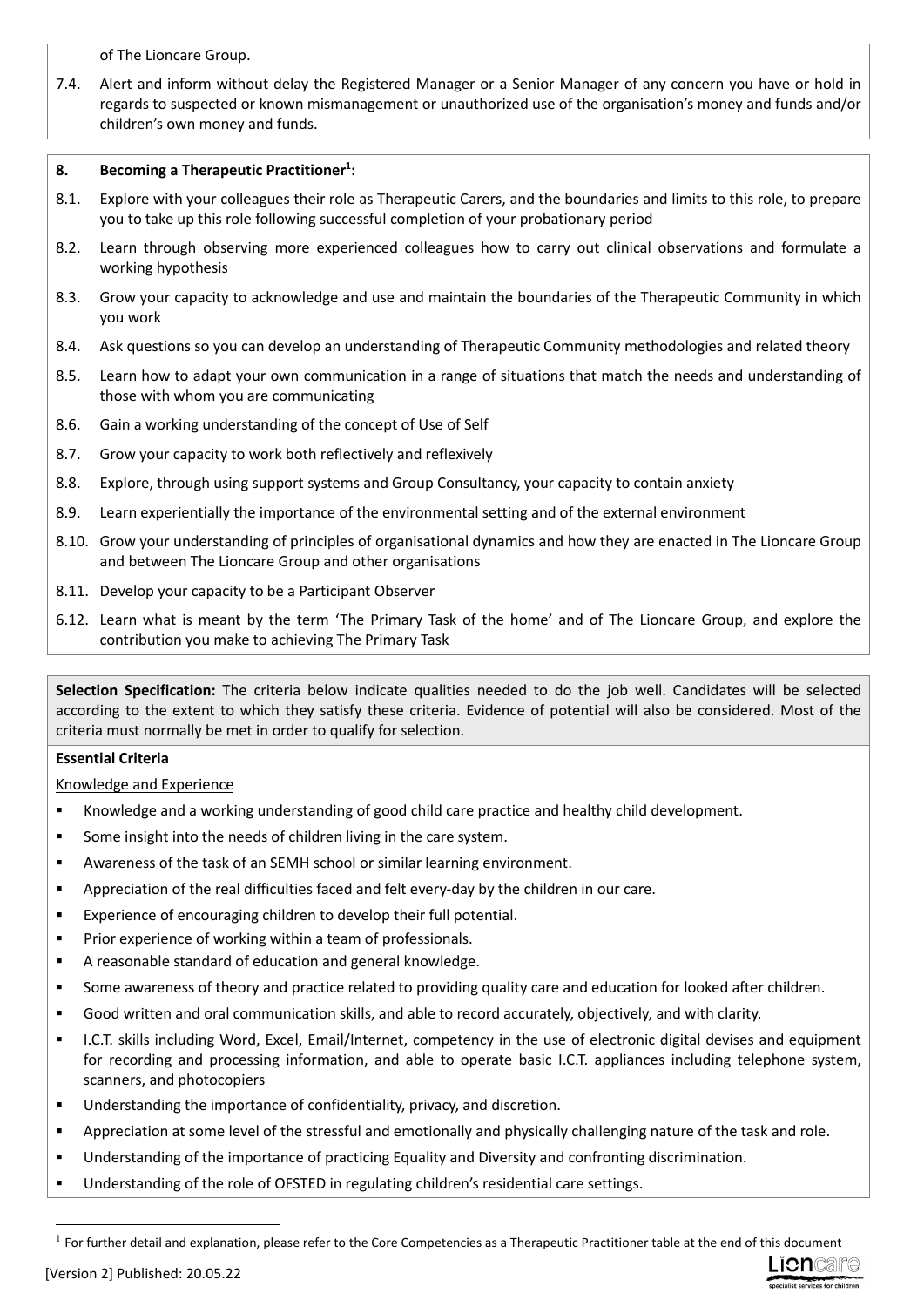of The Lioncare Group.

7.4. Alert and inform without delay the Registered Manager or a Senior Manager of any concern you have or hold in regards to suspected or known mismanagement or unauthorized use of the organisation's money and funds and/or children's own money and funds.

**8. Becoming a Therapeutic Practitioner[1]:**

8.1. Explore with your colleagues their role as Therapeutic Carers, and the boundaries and limits to this role, to prepare you to take up this role following successful completion of your probationary period

8.2. Learn through observing more experienced colleagues how to carry out clinical observations and formulate a working hypothesis

8.3. Grow your capacity to acknowledge and use and maintain the boundaries of the Therapeutic Community in which you work

8.4. Ask questions so you can develop an understanding of Therapeutic Community methodologies and related theory

8.5. Learn how to adapt your own communication in a range of situations that match the needs and understanding of those with whom you are communicating

8.6. Gain a working understanding of the concept of Use of Self

8.7. Grow your capacity to work both reflectively and reflexively

8.8. Explore, through using support systems and Group Consultancy, your capacity to contain anxiety

8.9. Learn experientially the importance of the environmental setting and of the external environment

8.10. Grow your understanding of principles of organisational dynamics and how they are enacted in The Lioncare Group and between The Lioncare Group and other organisations

8.11. Develop your capacity to be a Participant Observer

6.12. Learn what is meant by the term 'The Primary Task of the home' and of The Lioncare Group, and explore the contribution you make to achieving The Primary Task

**Selection Specification:** The criteria below indicate qualities needed to do the job well. Candidates will be selected according to the extent to which they satisfy these criteria. Evidence of potential will also be considered. Most of the criteria must normally be met in order to qualify for selection.

**Essential Criteria**

Knowledge and Experience

- Knowledge and a working understanding of good child care practice and healthy child development.
- Some insight into the needs of children living in the care system.
- Awareness of the task of an SEMH school or similar learning environment.
- Appreciation of the real difficulties faced and felt every-day by the children in our care.
- Experience of encouraging children to develop their full potential.
- Prior experience of working within a team of professionals.
- A reasonable standard of education and general knowledge.
- Some awareness of theory and practice related to providing quality care and education for looked after children.
- Good written and oral communication skills, and able to record accurately, objectively, and with clarity.
- I.C.T. skills including Word, Excel, Email/Internet, competency in the use of electronic digital devises and equipment for recording and processing information, and able to operate basic I.C.T. appliances including telephone system, scanners, and photocopiers
- Understanding the importance of confidentiality, privacy, and discretion.
- Appreciation at some level of the stressful and emotionally and physically challenging nature of the task and role.
- Understanding of the importance of practicing Equality and Diversity and confronting discrimination.
- Understanding of the role of OFSTED in regulating children's residential care settings.

[1] For further detail and explanation, please refer to the Core Competencies as a Therapeutic Practitioner table at the end of this document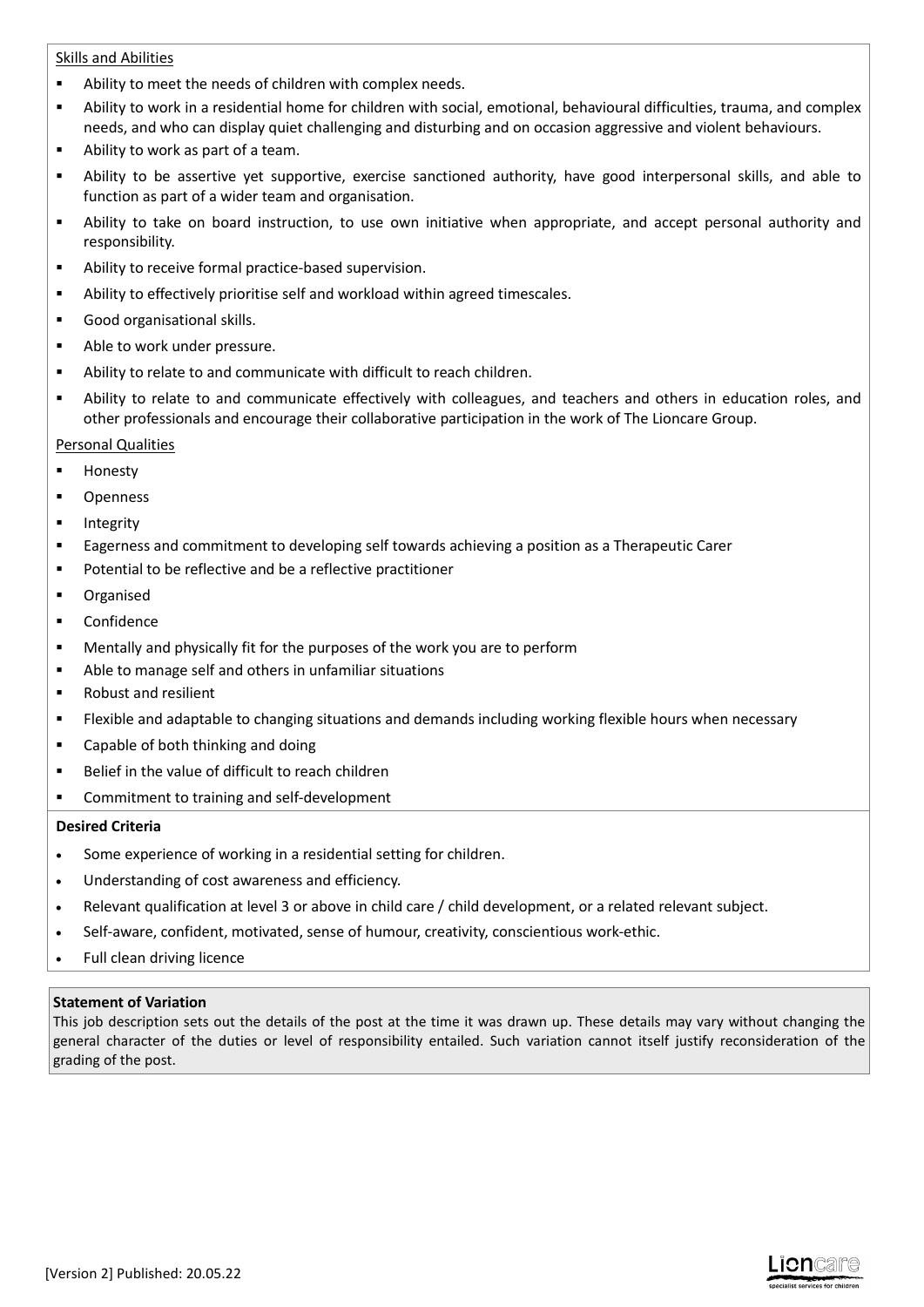Skills and Abilities

- Ability to meet the needs of children with complex needs.
- Ability to work in a residential home for children with social, emotional, behavioural difficulties, trauma, and complex needs, and who can display quiet challenging and disturbing and on occasion aggressive and violent behaviours.
- Ability to work as part of a team.
- Ability to be assertive yet supportive, exercise sanctioned authority, have good interpersonal skills, and able to function as part of a wider team and organisation.
- Ability to take on board instruction, to use own initiative when appropriate, and accept personal authority and responsibility.
- Ability to receive formal practice-based supervision.
- Ability to effectively prioritise self and workload within agreed timescales.
- Good organisational skills.
- Able to work under pressure.
- Ability to relate to and communicate with difficult to reach children.
- Ability to relate to and communicate effectively with colleagues, and teachers and others in education roles, and other professionals and encourage their collaborative participation in the work of The Lioncare Group.

Personal Qualities

- Honesty
- Openness
- Integrity
- Eagerness and commitment to developing self towards achieving a position as a Therapeutic Carer
- Potential to be reflective and be a reflective practitioner
- Organised
- Confidence
- Mentally and physically fit for the purposes of the work you are to perform
- Able to manage self and others in unfamiliar situations
- Robust and resilient
- Flexible and adaptable to changing situations and demands including working flexible hours when necessary
- Capable of both thinking and doing
- Belief in the value of difficult to reach children
- Commitment to training and self-development

**Desired Criteria**

- Some experience of working in a residential setting for children.
- Understanding of cost awareness and efficiency.
- Relevant qualification at level 3 or above in child care / child development, or a related relevant subject.
- Self-aware, confident, motivated, sense of humour, creativity, conscientious work-ethic.
- Full clean driving licence

**Statement of Variation**

This job description sets out the details of the post at the time it was drawn up. These details may vary without changing the general character of the duties or level of responsibility entailed. Such variation cannot itself justify reconsideration of the grading of the post.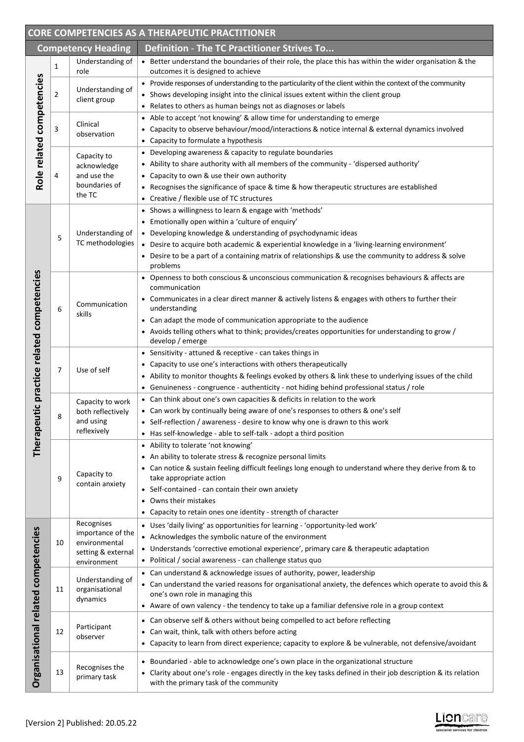| CORE COMPETENCIES AS A THERAPEUTIC PRACTITIONER | | | |
|---|---|---|---|
| **Competency Heading** | | | **Definition - The TC Practitioner Strives To...** |
| Role related competencies | 1 | Understanding of role | • Better understand the boundaries of their role, the place this has within the wider organisation & the outcomes it is designed to achieve |
| | 2 | Understanding of client group | • Provide responses of understanding to the particularity of the client within the context of the community<br>• Shows developing insight into the clinical issues extent within the client group<br>• Relates to others as human beings not as diagnoses or labels |
| | 3 | Clinical observation | • Able to accept 'not knowing' & allow time for understanding to emerge<br>• Capacity to observe behaviour/mood/interactions & notice internal & external dynamics involved<br>• Capacity to formulate a hypothesis |
| | 4 | Capacity to acknowledge and use the boundaries of the TC | • Developing awareness & capacity to regulate boundaries<br>• Ability to share authority with all members of the community - 'dispersed authority'<br>• Capacity to own & use their own authority<br>• Recognises the significance of space & time & how therapeutic structures are established<br>• Creative / flexible use of TC structures |
| Therapeutic practice related competencies | 5 | Understanding of TC methodologies | • Shows a willingness to learn & engage with 'methods'<br>• Emotionally open within a 'culture of enquiry'<br>• Developing knowledge & understanding of psychodynamic ideas<br>• Desire to acquire both academic & experiential knowledge in a 'living-learning environment'<br>• Desire to be a part of a containing matrix of relationships & use the community to address & solve problems |
| | 6 | Communication skills | • Openness to both conscious & unconscious communication & recognises behaviours & affects are communication<br>• Communicates in a clear direct manner & actively listens & engages with others to further their understanding<br>• Can adapt the mode of communication appropriate to the audience<br>• Avoids telling others what to think; provides/creates opportunities for understanding to grow / develop / emerge |
| | 7 | Use of self | • Sensitivity - attuned & receptive - can takes things in<br>• Capacity to use one's interactions with others therapeutically<br>• Ability to monitor thoughts & feelings evoked by others & link these to underlying issues of the child<br>• Genuineness - congruence - authenticity - not hiding behind professional status / role |
| | 8 | Capacity to work both reflectively and using reflexively | • Can think about one's own capacities & deficits in relation to the work<br>• Can work by continually being aware of one's responses to others & one's self<br>• Self-reflection / awareness - desire to know why one is drawn to this work<br>• Has self-knowledge - able to self-talk - adopt a third position |
| | 9 | Capacity to contain anxiety | • Ability to tolerate 'not knowing'<br>• An ability to tolerate stress & recognize personal limits<br>• Can notice & sustain feeling difficult feelings long enough to understand where they derive from & to take appropriate action<br>• Self-contained - can contain their own anxiety<br>• Owns their mistakes<br>• Capacity to retain ones one identity - strength of character |
| Organisational related competencies | 10 | Recognises importance of the environmental setting & external environment | • Uses 'daily living' as opportunities for learning - 'opportunity-led work'<br>• Acknowledges the symbolic nature of the environment<br>• Understands 'corrective emotional experience', primary care & therapeutic adaptation<br>• Political / social awareness - can challenge status quo |
| | 11 | Understanding of organisational dynamics | • Can understand & acknowledge issues of authority, power, leadership<br>• Can understand the varied reasons for organisational anxiety, the defences which operate to avoid this & one's own role in managing this<br>• Aware of own valency - the tendency to take up a familiar defensive role in a group context |
| | 12 | Participant observer | • Can observe self & others without being compelled to act before reflecting<br>• Can wait, think, talk with others before acting<br>• Capacity to learn from direct experience; capacity to explore & be vulnerable, not defensive/avoidant |
| | 13 | Recognises the primary task | • Boundaried - able to acknowledge one's own place in the organizational structure<br>• Clarity about one's role - engages directly in the key tasks defined in their job description & its relation with the primary task of the community |

[Version 2] Published: 20.05.22

Lioncare specialist services for children